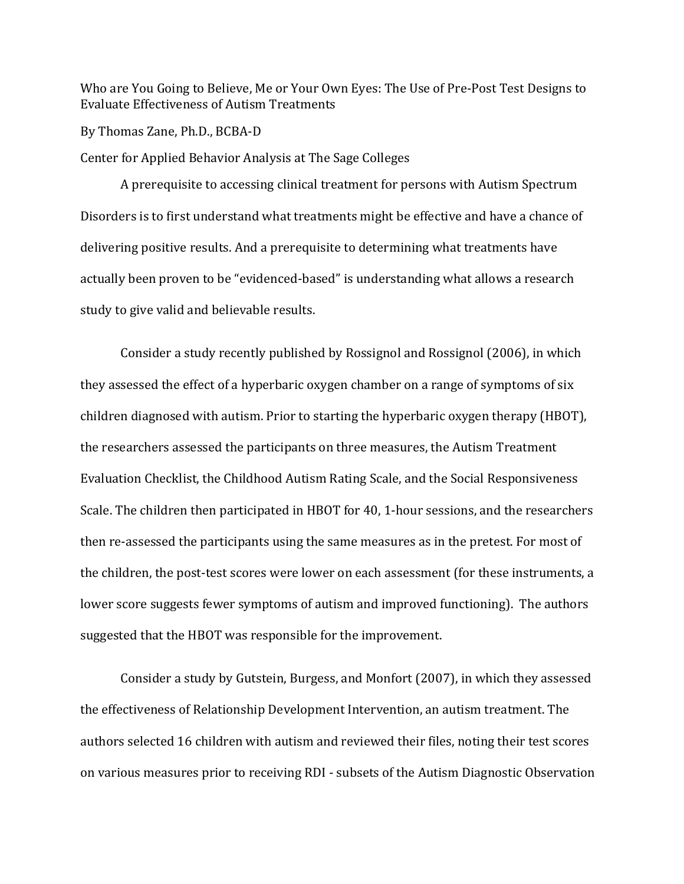# Who are You Going to Believe, Me or Your Own Eyes: The Use of Pre-Post Test Designs to Evaluate Effectiveness of Autism Treatments

By Thomas Zane, Ph.D., BCBA-D

Center for Applied Behavior Analysis at The Sage Colleges

A prerequisite to accessing clinical treatment for persons with Autism Spectrum Disorders is to first understand what treatments might be effective and have a chance of delivering positive results. And a prerequisite to determining what treatments have actually been proven to be "evidenced-based" is understanding what allows a research study to give valid and believable results.

Consider a study recently published by Rossignol and Rossignol (2006), in which they assessed the effect of a hyperbaric oxygen chamber on a range of symptoms of six children diagnosed with autism. Prior to starting the hyperbaric oxygen therapy (HBOT), the researchers assessed the participants on three measures, the Autism Treatment Evaluation Checklist, the Childhood Autism Rating Scale, and the Social Responsiveness Scale. The children then participated in HBOT for 40, 1-hour sessions, and the researchers then re-assessed the participants using the same measures as in the pretest. For most of the children, the post-test scores were lower on each assessment (for these instruments, a lower score suggests fewer symptoms of autism and improved functioning). The authors suggested that the HBOT was responsible for the improvement.

Consider a study by Gutstein, Burgess, and Monfort (2007), in which they assessed the effectiveness of Relationship Development Intervention, an autism treatment. The authors selected 16 children with autism and reviewed their files, noting their test scores on various measures prior to receiving RDI - subsets of the Autism Diagnostic Observation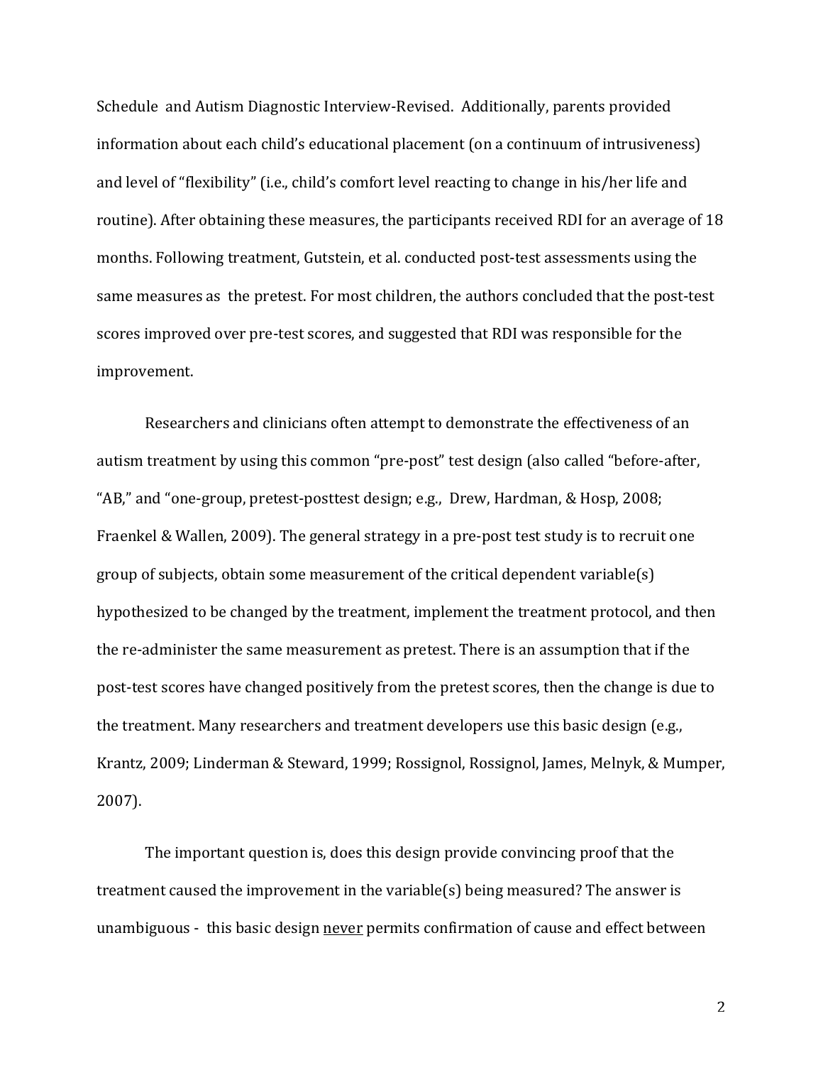Schedule and Autism Diagnostic Interview-Revised. Additionally, parents provided information about each child's educational placement (on a continuum of intrusiveness) and level of "flexibility" (i.e., child's comfort level reacting to change in his/her life and routine). After obtaining these measures, the participants received RDI for an average of 18 months. Following treatment, Gutstein, et al. conducted post-test assessments using the same measures as the pretest. For most children, the authors concluded that the post-test scores improved over pre-test scores, and suggested that RDI was responsible for the improvement.

Researchers and clinicians often attempt to demonstrate the effectiveness of an autism treatment by using this common "pre-post" test design (also called "before-after, "AB," and "one-group, pretest-posttest design; e.g., Drew, Hardman, & Hosp, 2008; Fraenkel & Wallen, 2009). The general strategy in a pre-post test study is to recruit one group of subjects, obtain some measurement of the critical dependent variable(s) hypothesized to be changed by the treatment, implement the treatment protocol, and then the re-administer the same measurement as pretest. There is an assumption that if the post-test scores have changed positively from the pretest scores, then the change is due to the treatment. Many researchers and treatment developers use this basic design (e.g., Krantz, 2009; Linderman & Steward, 1999; Rossignol, Rossignol, James, Melnyk, & Mumper, 2007).

The important question is, does this design provide convincing proof that the treatment caused the improvement in the variable(s) being measured? The answer is unambiguous - this basic design <u>never</u> permits confirmation of cause and effect between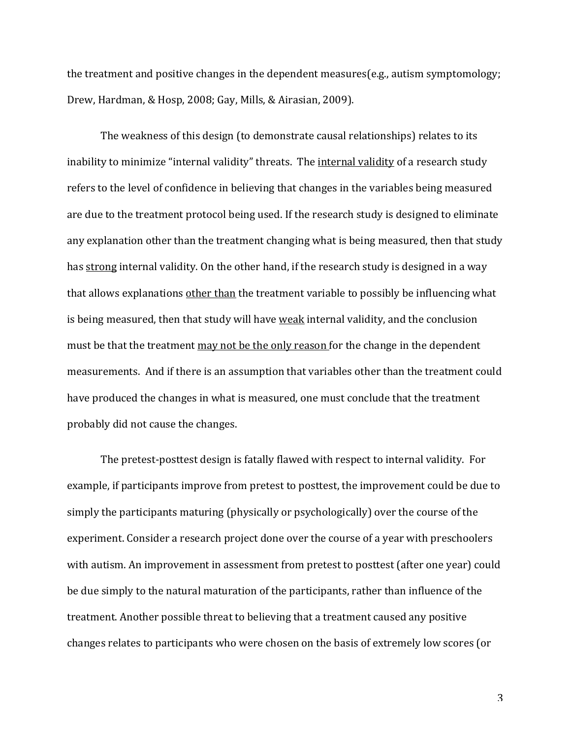the treatment and positive changes in the dependent measures(e.g., autism symptomology; Drew, Hardman, & Hosp, 2008; Gay, Mills, & Airasian, 2009).

The weakness of this design (to demonstrate causal relationships) relates to its inability to minimize "internal validity" threats. The <u>internal validity</u> of a research study refers to the level of confidence in believing that changes in the variables being measured are due to the treatment protocol being used. If the research study is designed to eliminate any explanation other than the treatment changing what is being measured, then that study has <u>strong</u> internal validity. On the other hand, if the research study is designed in a way that allows explanations <u>other than</u> the treatment variable to possibly be influencing what is being measured, then that study will have <u>weak</u> internal validity, and the conclusion must be that the treatment <u>may not be the only reason</u> for the change in the dependent measurements. And if there is an assumption that variables other than the treatment could have produced the changes in what is measured, one must conclude that the treatment probably did not cause the changes.

The pretest-posttest design is fatally flawed with respect to internal validity. For example, if participants improve from pretest to posttest, the improvement could be due to simply the participants maturing (physically or psychologically) over the course of the experiment. Consider a research project done over the course of a year with preschoolers with autism. An improvement in assessment from pretest to posttest (after one year) could be due simply to the natural maturation of the participants, rather than influence of the treatment. Another possible threat to believing that a treatment caused any positive changes relates to participants who were chosen on the basis of extremely low scores (or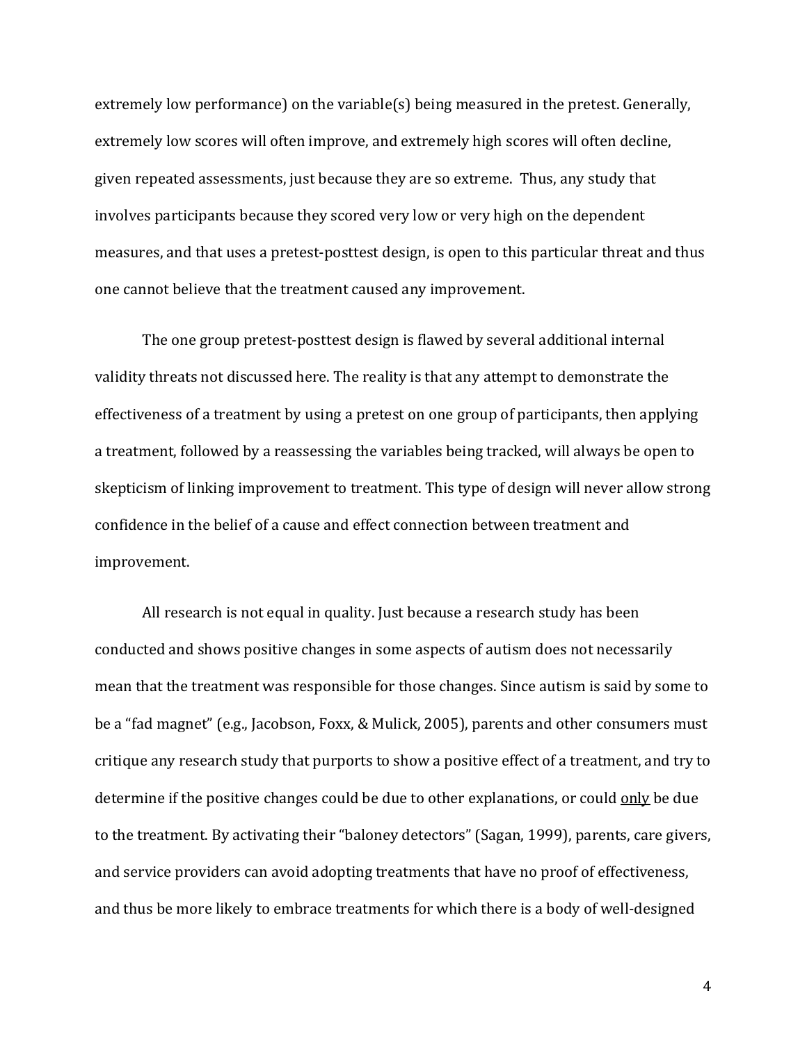extremely low performance) on the variable(s) being measured in the pretest. Generally, extremely low scores will often improve, and extremely high scores will often decline, given repeated assessments, just because they are so extreme. Thus, any study that involves participants because they scored very low or very high on the dependent measures, and that uses a pretest-posttest design, is open to this particular threat and thus one cannot believe that the treatment caused any improvement.

The one group pretest-posttest design is flawed by several additional internal validity threats not discussed here. The reality is that any attempt to demonstrate the effectiveness of a treatment by using a pretest on one group of participants, then applying a treatment, followed by a reassessing the variables being tracked, will always be open to skepticism of linking improvement to treatment. This type of design will never allow strong confidence in the belief of a cause and effect connection between treatment and improvement.

All research is not equal in quality. Just because a research study has been conducted and shows positive changes in some aspects of autism does not necessarily mean that the treatment was responsible for those changes. Since autism is said by some to be a "fad magnet" (e.g., Jacobson, Foxx, & Mulick, 2005), parents and other consumers must critique any research study that purports to show a positive effect of a treatment, and try to determine if the positive changes could be due to other explanations, or could <u>only</u> be due to the treatment. By activating their "baloney detectors" (Sagan, 1999), parents, care givers, and service providers can avoid adopting treatments that have no proof of effectiveness, and thus be more likely to embrace treatments for which there is a body of well-designed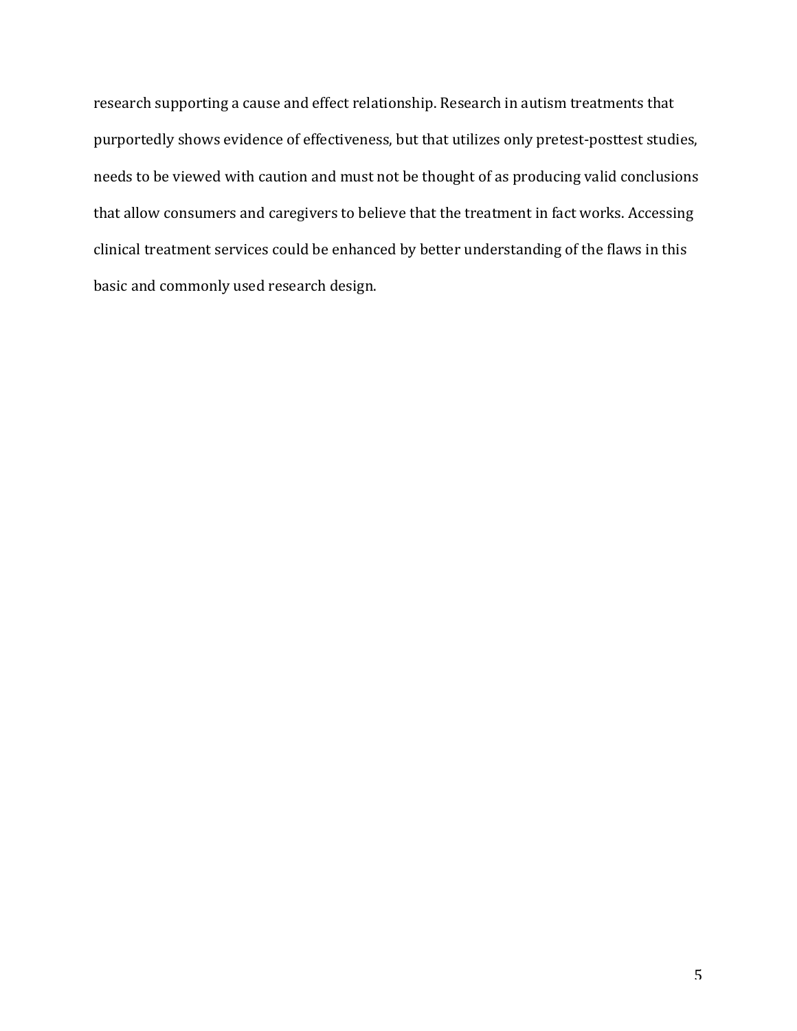research supporting a cause and effect relationship. Research in autism treatments that purportedly shows evidence of effectiveness, but that utilizes only pretest-posttest studies, needs to be viewed with caution and must not be thought of as producing valid conclusions that allow consumers and caregivers to believe that the treatment in fact works. Accessing clinical treatment services could be enhanced by better understanding of the flaws in this basic and commonly used research design.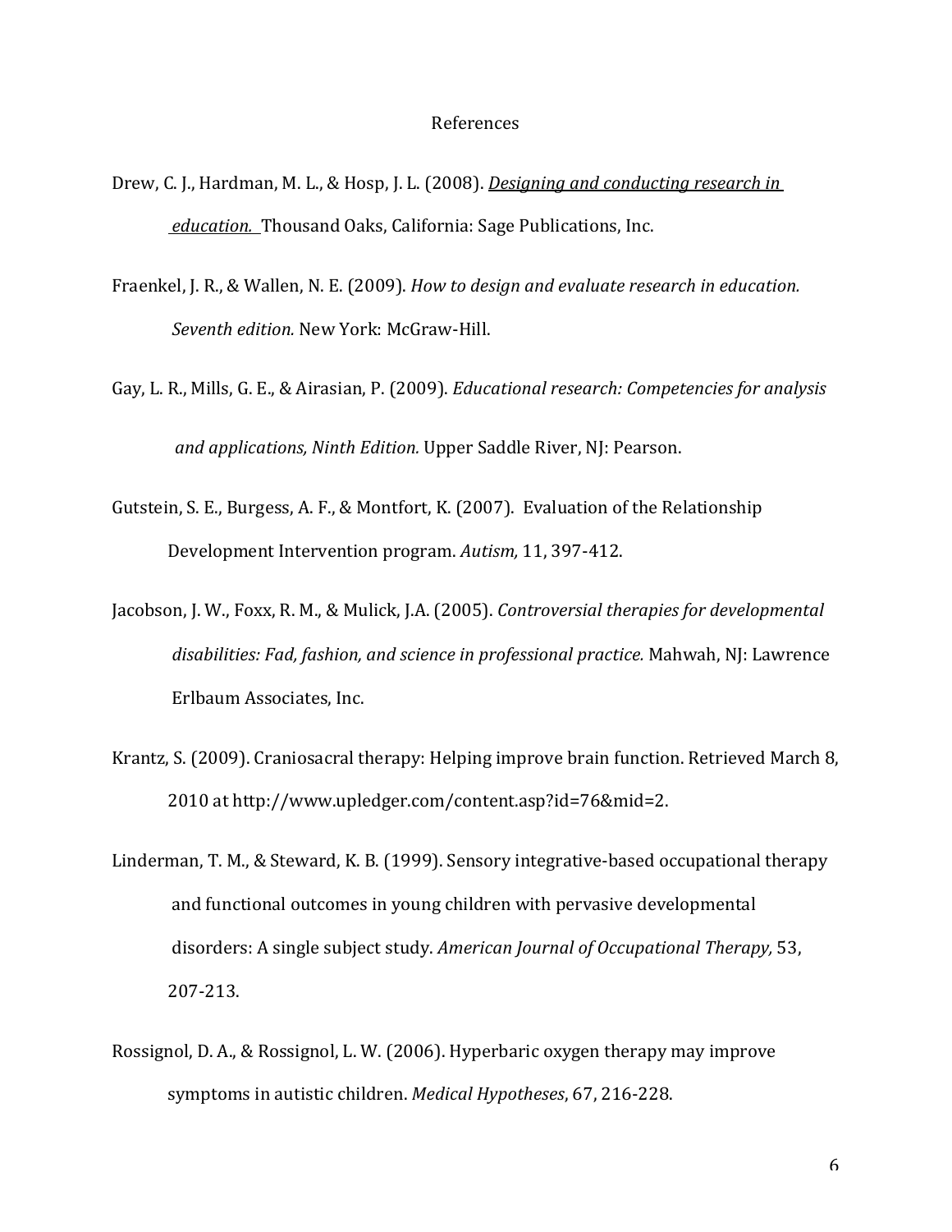# References

Drew, C. J., Hardman, M. L., & Hosp, J. L. (2008). *Designing and conducting research in education.* Thousand Oaks, California: Sage Publications, Inc.

Fraenkel, J. R., & Wallen, N. E. (2009). *How to design and evaluate research in education. Seventh edition.* New York: McGraw-Hill.

Gay, L. R., Mills, G. E., & Airasian, P. (2009). *Educational research: Competencies for analysis and applications, Ninth Edition.* Upper Saddle River, NJ: Pearson.

Gutstein, S. E., Burgess, A. F., & Montfort, K. (2007). Evaluation of the Relationship Development Intervention program. *Autism,* 11, 397-412.

Jacobson, J. W., Foxx, R. M., & Mulick, J.A. (2005). *Controversial therapies for developmental disabilities: Fad, fashion, and science in professional practice.* Mahwah, NJ: Lawrence Erlbaum Associates, Inc.

Krantz, S. (2009). Craniosacral therapy: Helping improve brain function. Retrieved March 8, 2010 at http://www.upledger.com/content.asp?id=76&mid=2.

Linderman, T. M., & Steward, K. B. (1999). Sensory integrative-based occupational therapy and functional outcomes in young children with pervasive developmental disorders: A single subject study. *American Journal of Occupational Therapy,* 53, 207-213.

Rossignol, D. A., & Rossignol, L. W. (2006). Hyperbaric oxygen therapy may improve symptoms in autistic children. *Medical Hypotheses*, 67, 216-228.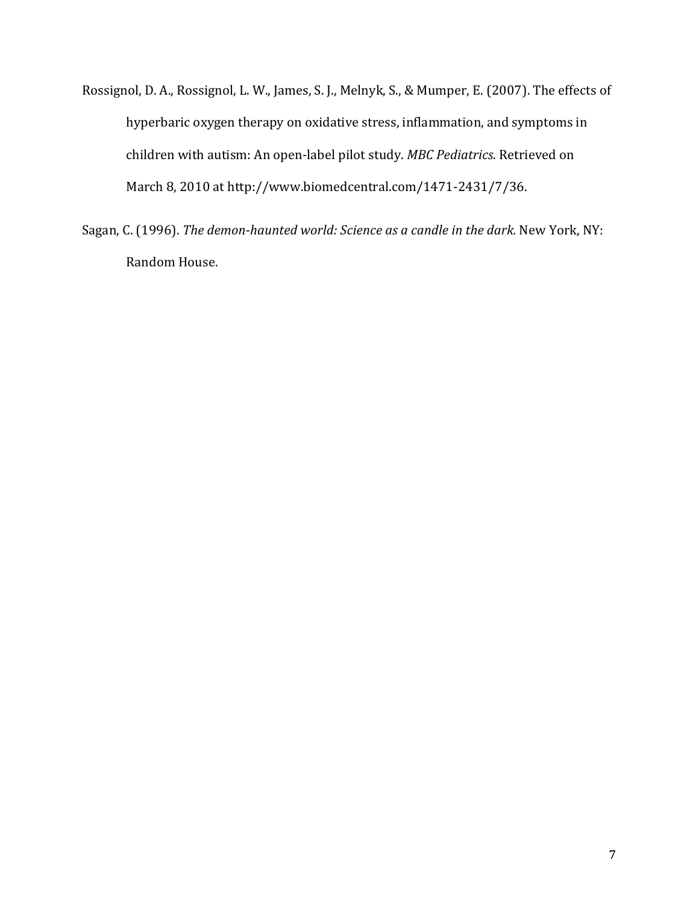Rossignol, D. A., Rossignol, L. W., James, S. J., Melnyk, S., & Mumper, E. (2007). The effects of hyperbaric oxygen therapy on oxidative stress, inflammation, and symptoms in children with autism: An open-label pilot study. *MBC Pediatrics*. Retrieved on March 8, 2010 at http://www.biomedcentral.com/1471-2431/7/36.

Sagan, C. (1996). *The demon-haunted world: Science as a candle in the dark.* New York, NY: Random House.